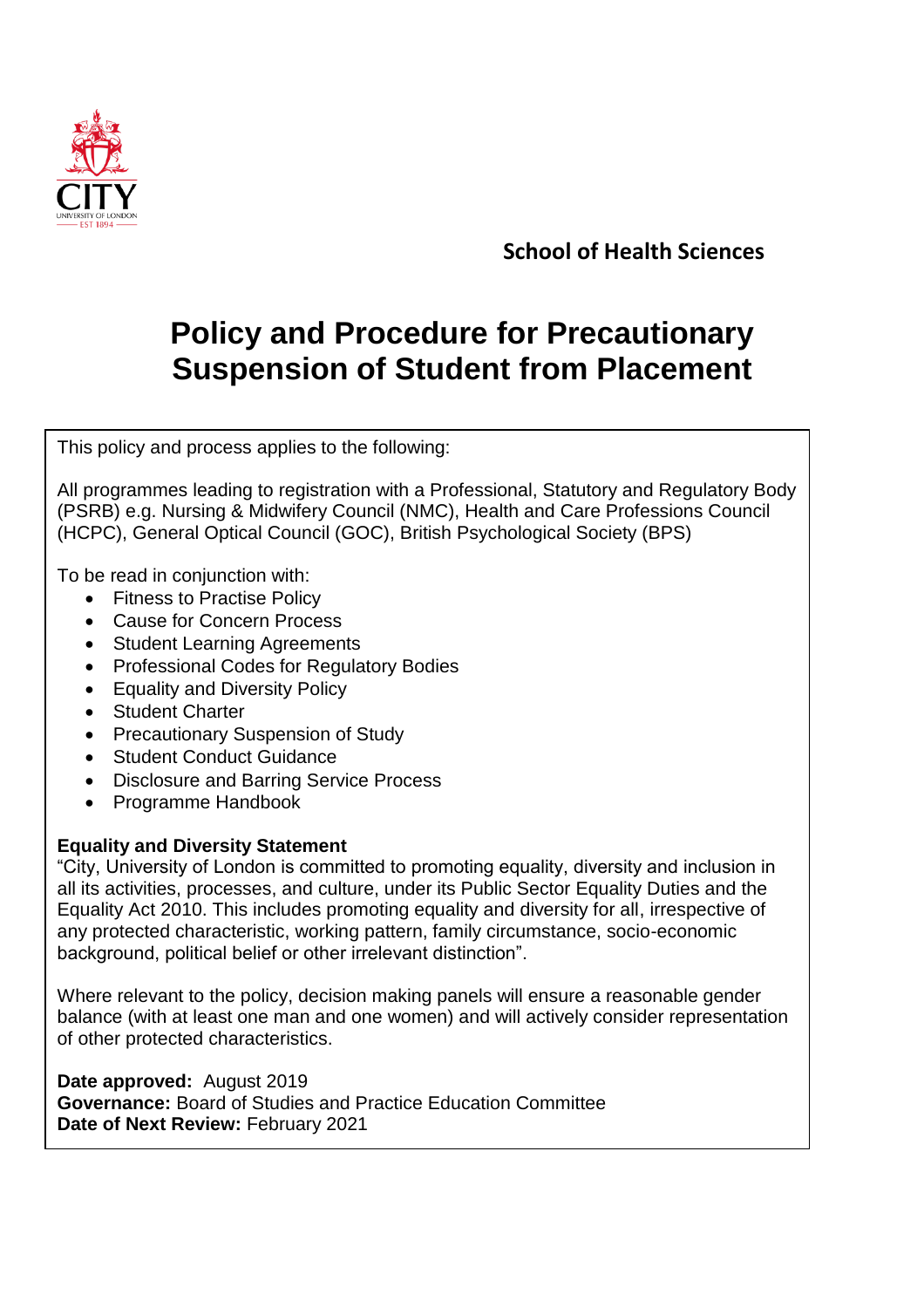School of Health Sciences

# Policy and Procedure for Precautionary Suspension of Student from Placement

This policy and process applies to the following:

All programmes leading to registration with a Professional, Statutory and Regulatory Body (PSRB) e.g. Nursing & Midwifery Council (NMC), Health and Care Professions Council (HCPC), General Optical Council (GOC), British Psychological Society (BPS)

To be read in conjunction with:

- Fitness to Practise Policy
- Cause for Concern Process
- Student Learning Agreements
- Professional Codes for Regulatory Bodies
- Equality and Diversity Policy
- Student Charter
- Precautionary Suspension of Study
- Student Conduct Guidance
- Disclosure and Barring Service Process
- Programme Handbook

**Equality and Diversity Statement**

"City, University of London is committed to promoting equality, diversity and inclusion in all its activities, processes, and culture, under its Public Sector Equality Duties and the Equality Act 2010. This includes promoting equality and diversity for all, irrespective of any protected characteristic, working pattern, family circumstance, socio-economic background, political belief or other irrelevant distinction".

Where relevant to the policy, decision making panels will ensure a reasonable gender balance (with at least one man and one women) and will actively consider representation of other protected characteristics.

**Date approved:** August 2019
**Governance:** Board of Studies and Practice Education Committee
**Date of Next Review:** February 2021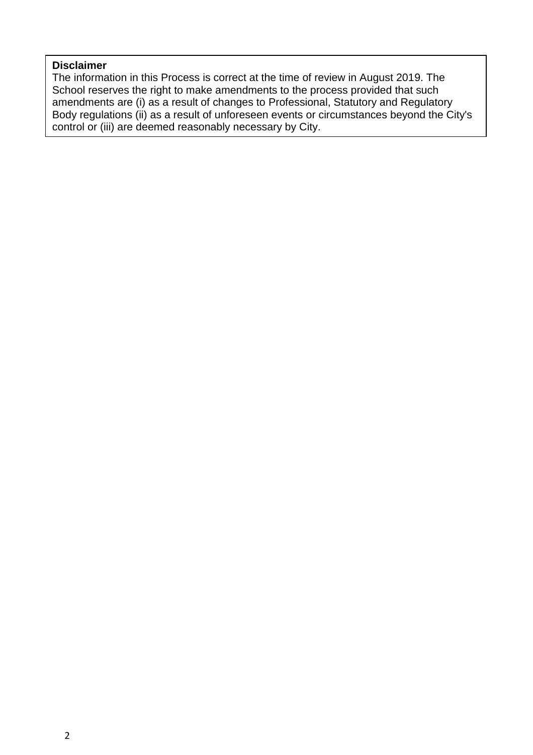**Disclaimer**

The information in this Process is correct at the time of review in August 2019. The School reserves the right to make amendments to the process provided that such amendments are (i) as a result of changes to Professional, Statutory and Regulatory Body regulations (ii) as a result of unforeseen events or circumstances beyond the City's control or (iii) are deemed reasonably necessary by City.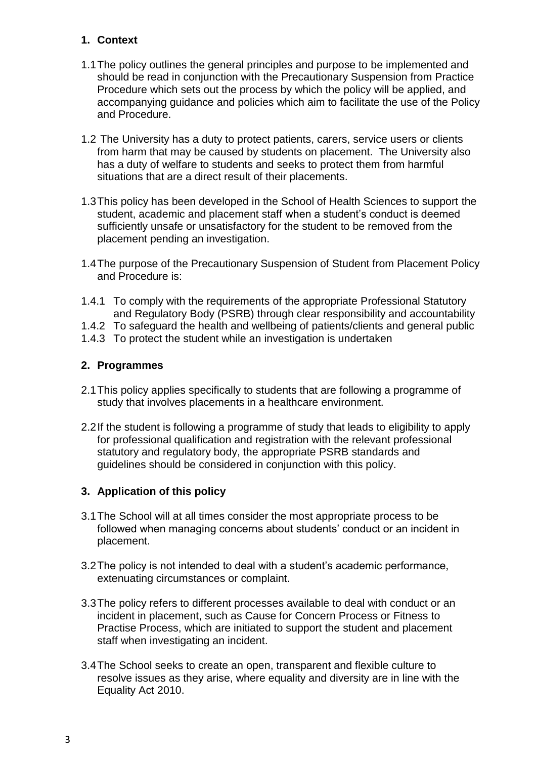## 1. Context

1.1 The policy outlines the general principles and purpose to be implemented and should be read in conjunction with the Precautionary Suspension from Practice Procedure which sets out the process by which the policy will be applied, and accompanying guidance and policies which aim to facilitate the use of the Policy and Procedure.

1.2 The University has a duty to protect patients, carers, service users or clients from harm that may be caused by students on placement. The University also has a duty of welfare to students and seeks to protect them from harmful situations that are a direct result of their placements.

1.3 This policy has been developed in the School of Health Sciences to support the student, academic and placement staff when a student's conduct is deemed sufficiently unsafe or unsatisfactory for the student to be removed from the placement pending an investigation.

1.4 The purpose of the Precautionary Suspension of Student from Placement Policy and Procedure is:

1.4.1 To comply with the requirements of the appropriate Professional Statutory and Regulatory Body (PSRB) through clear responsibility and accountability
1.4.2 To safeguard the health and wellbeing of patients/clients and general public
1.4.3 To protect the student while an investigation is undertaken

## 2. Programmes

2.1 This policy applies specifically to students that are following a programme of study that involves placements in a healthcare environment.

2.2 If the student is following a programme of study that leads to eligibility to apply for professional qualification and registration with the relevant professional statutory and regulatory body, the appropriate PSRB standards and guidelines should be considered in conjunction with this policy.

## 3. Application of this policy

3.1 The School will at all times consider the most appropriate process to be followed when managing concerns about students' conduct or an incident in placement.

3.2 The policy is not intended to deal with a student's academic performance, extenuating circumstances or complaint.

3.3 The policy refers to different processes available to deal with conduct or an incident in placement, such as Cause for Concern Process or Fitness to Practise Process, which are initiated to support the student and placement staff when investigating an incident.

3.4 The School seeks to create an open, transparent and flexible culture to resolve issues as they arise, where equality and diversity are in line with the Equality Act 2010.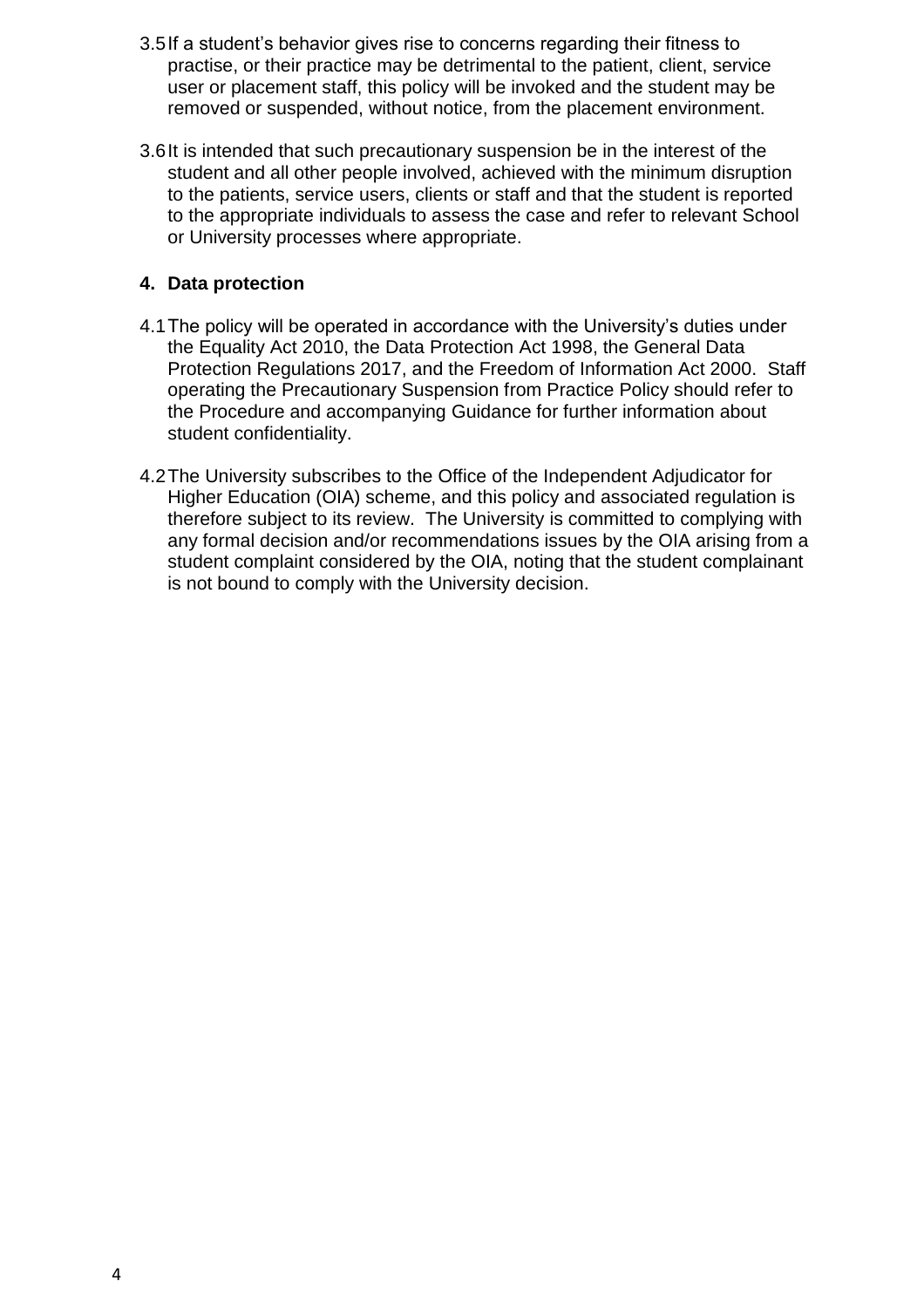3.5 If a student's behavior gives rise to concerns regarding their fitness to practise, or their practice may be detrimental to the patient, client, service user or placement staff, this policy will be invoked and the student may be removed or suspended, without notice, from the placement environment.

3.6 It is intended that such precautionary suspension be in the interest of the student and all other people involved, achieved with the minimum disruption to the patients, service users, clients or staff and that the student is reported to the appropriate individuals to assess the case and refer to relevant School or University processes where appropriate.

## 4. Data protection

4.1 The policy will be operated in accordance with the University's duties under the Equality Act 2010, the Data Protection Act 1998, the General Data Protection Regulations 2017, and the Freedom of Information Act 2000. Staff operating the Precautionary Suspension from Practice Policy should refer to the Procedure and accompanying Guidance for further information about student confidentiality.

4.2 The University subscribes to the Office of the Independent Adjudicator for Higher Education (OIA) scheme, and this policy and associated regulation is therefore subject to its review. The University is committed to complying with any formal decision and/or recommendations issues by the OIA arising from a student complaint considered by the OIA, noting that the student complainant is not bound to comply with the University decision.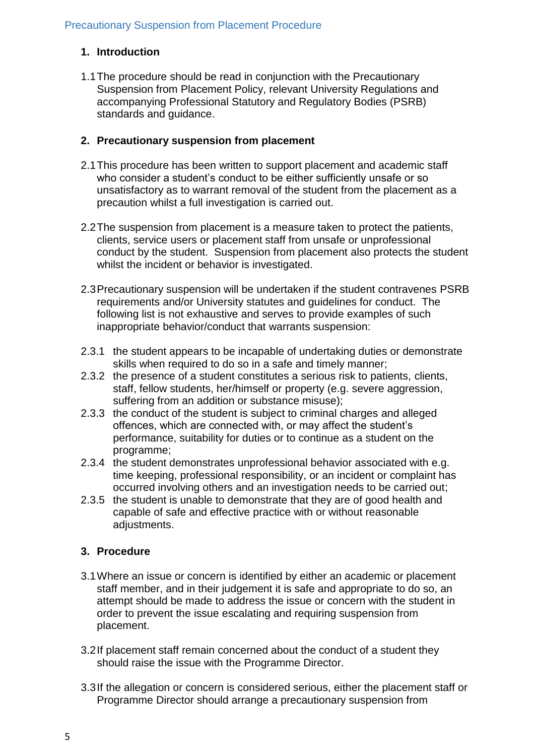## 1. Introduction

1.1 The procedure should be read in conjunction with the Precautionary Suspension from Placement Policy, relevant University Regulations and accompanying Professional Statutory and Regulatory Bodies (PSRB) standards and guidance.

## 2. Precautionary suspension from placement

2.1 This procedure has been written to support placement and academic staff who consider a student's conduct to be either sufficiently unsafe or so unsatisfactory as to warrant removal of the student from the placement as a precaution whilst a full investigation is carried out.

2.2 The suspension from placement is a measure taken to protect the patients, clients, service users or placement staff from unsafe or unprofessional conduct by the student. Suspension from placement also protects the student whilst the incident or behavior is investigated.

2.3 Precautionary suspension will be undertaken if the student contravenes PSRB requirements and/or University statutes and guidelines for conduct. The following list is not exhaustive and serves to provide examples of such inappropriate behavior/conduct that warrants suspension:

2.3.1 the student appears to be incapable of undertaking duties or demonstrate skills when required to do so in a safe and timely manner;

2.3.2 the presence of a student constitutes a serious risk to patients, clients, staff, fellow students, her/himself or property (e.g. severe aggression, suffering from an addition or substance misuse);

2.3.3 the conduct of the student is subject to criminal charges and alleged offences, which are connected with, or may affect the student's performance, suitability for duties or to continue as a student on the programme;

2.3.4 the student demonstrates unprofessional behavior associated with e.g. time keeping, professional responsibility, or an incident or complaint has occurred involving others and an investigation needs to be carried out;

2.3.5 the student is unable to demonstrate that they are of good health and capable of safe and effective practice with or without reasonable adjustments.

## 3. Procedure

3.1 Where an issue or concern is identified by either an academic or placement staff member, and in their judgement it is safe and appropriate to do so, an attempt should be made to address the issue or concern with the student in order to prevent the issue escalating and requiring suspension from placement.

3.2 If placement staff remain concerned about the conduct of a student they should raise the issue with the Programme Director.

3.3 If the allegation or concern is considered serious, either the placement staff or Programme Director should arrange a precautionary suspension from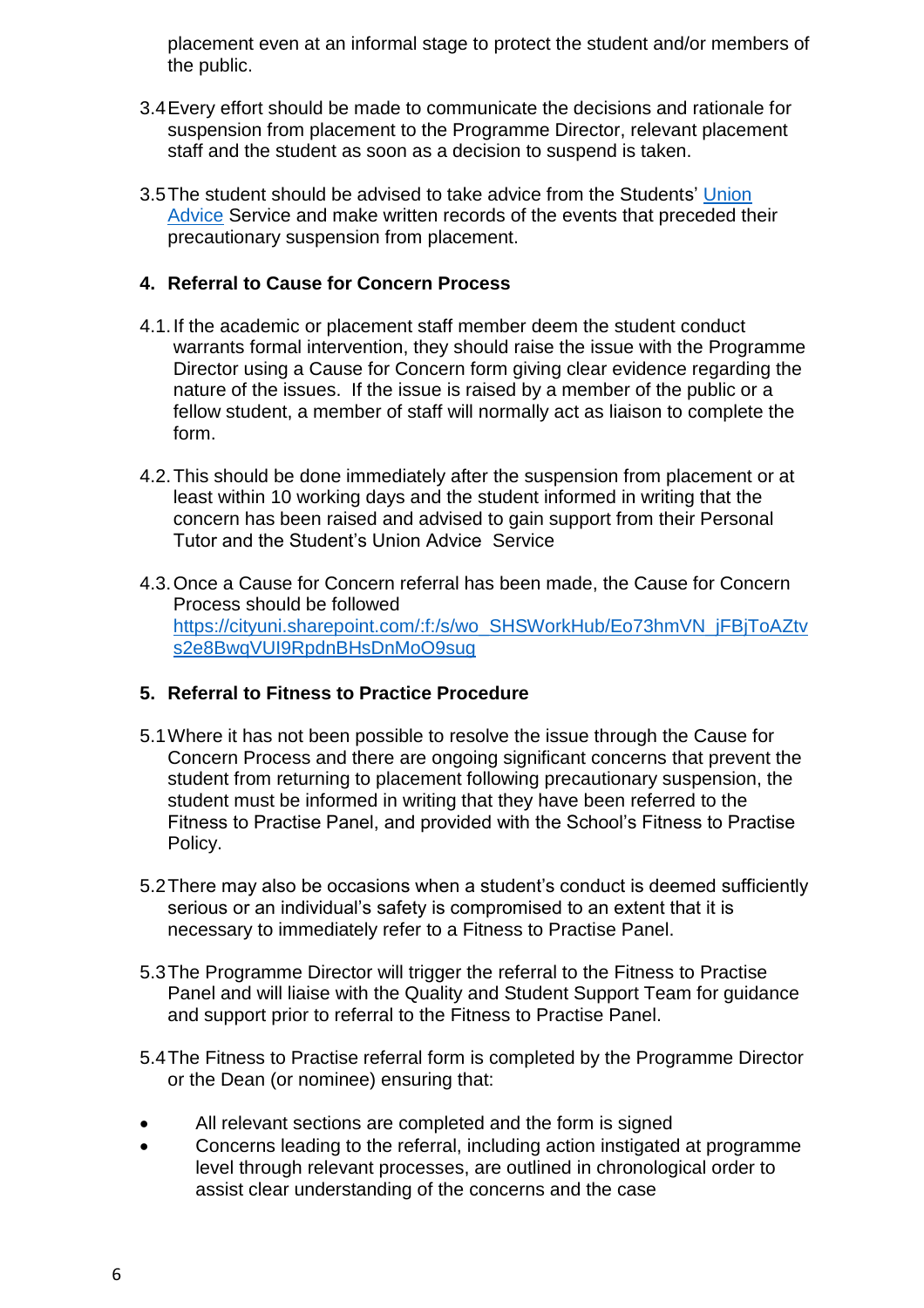placement even at an informal stage to protect the student and/or members of the public.

3.4 Every effort should be made to communicate the decisions and rationale for suspension from placement to the Programme Director, relevant placement staff and the student as soon as a decision to suspend is taken.

3.5 The student should be advised to take advice from the Students' [Union Advice]() Service and make written records of the events that preceded their precautionary suspension from placement.

## 4. Referral to Cause for Concern Process

4.1. If the academic or placement staff member deem the student conduct warrants formal intervention, they should raise the issue with the Programme Director using a Cause for Concern form giving clear evidence regarding the nature of the issues. If the issue is raised by a member of the public or a fellow student, a member of staff will normally act as liaison to complete the form.

4.2. This should be done immediately after the suspension from placement or at least within 10 working days and the student informed in writing that the concern has been raised and advised to gain support from their Personal Tutor and the Student's Union Advice Service

4.3. Once a Cause for Concern referral has been made, the Cause for Concern Process should be followed https://cityuni.sharepoint.com/:f:/s/wo_SHSWorkHub/Eo73hmVN_jFBjToAZtvs2e8BwqVUI9RpdnBHsDnMoO9sug

## 5. Referral to Fitness to Practice Procedure

5.1 Where it has not been possible to resolve the issue through the Cause for Concern Process and there are ongoing significant concerns that prevent the student from returning to placement following precautionary suspension, the student must be informed in writing that they have been referred to the Fitness to Practise Panel, and provided with the School's Fitness to Practise Policy.

5.2 There may also be occasions when a student's conduct is deemed sufficiently serious or an individual's safety is compromised to an extent that it is necessary to immediately refer to a Fitness to Practise Panel.

5.3 The Programme Director will trigger the referral to the Fitness to Practise Panel and will liaise with the Quality and Student Support Team for guidance and support prior to referral to the Fitness to Practise Panel.

5.4 The Fitness to Practise referral form is completed by the Programme Director or the Dean (or nominee) ensuring that:

- All relevant sections are completed and the form is signed
- Concerns leading to the referral, including action instigated at programme level through relevant processes, are outlined in chronological order to assist clear understanding of the concerns and the case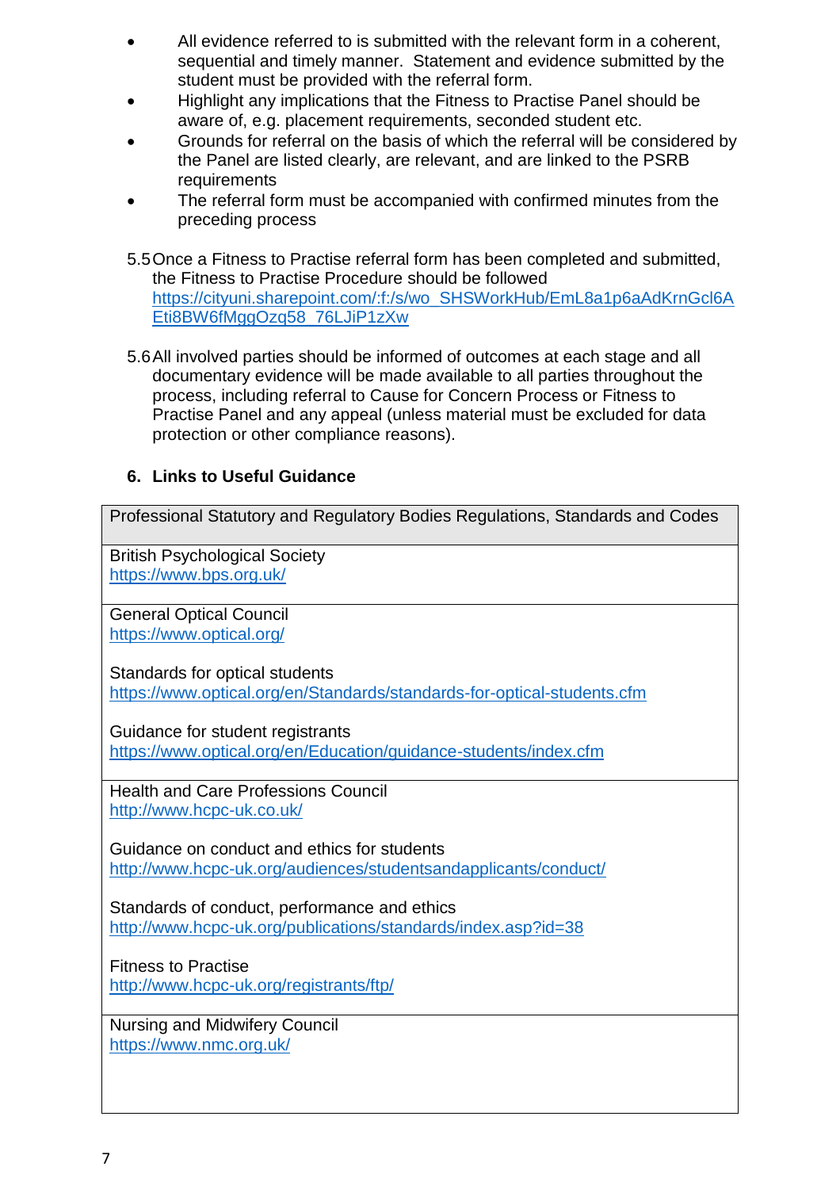- All evidence referred to is submitted with the relevant form in a coherent, sequential and timely manner. Statement and evidence submitted by the student must be provided with the referral form.
- Highlight any implications that the Fitness to Practise Panel should be aware of, e.g. placement requirements, seconded student etc.
- Grounds for referral on the basis of which the referral will be considered by the Panel are listed clearly, are relevant, and are linked to the PSRB requirements
- The referral form must be accompanied with confirmed minutes from the preceding process

5.5 Once a Fitness to Practise referral form has been completed and submitted, the Fitness to Practise Procedure should be followed https://cityuni.sharepoint.com/:f:/s/wo_SHSWorkHub/EmL8a1p6aAdKrnGcl6AEti8BW6fMggOzq58_76LJiP1zXw

5.6 All involved parties should be informed of outcomes at each stage and all documentary evidence will be made available to all parties throughout the process, including referral to Cause for Concern Process or Fitness to Practise Panel and any appeal (unless material must be excluded for data protection or other compliance reasons).

## 6. Links to Useful Guidance

| Professional Statutory and Regulatory Bodies Regulations, Standards and Codes |
|---|
| British Psychological Society<br>https://www.bps.org.uk/ |
| General Optical Council<br>https://www.optical.org/<br><br>Standards for optical students<br>https://www.optical.org/en/Standards/standards-for-optical-students.cfm<br><br>Guidance for student registrants<br>https://www.optical.org/en/Education/guidance-students/index.cfm |
| Health and Care Professions Council<br>http://www.hcpc-uk.co.uk/<br><br>Guidance on conduct and ethics for students<br>http://www.hcpc-uk.org/audiences/studentsandapplicants/conduct/<br><br>Standards of conduct, performance and ethics<br>http://www.hcpc-uk.org/publications/standards/index.asp?id=38<br><br>Fitness to Practise<br>http://www.hcpc-uk.org/registrants/ftp/ |
| Nursing and Midwifery Council<br>https://www.nmc.org.uk/ |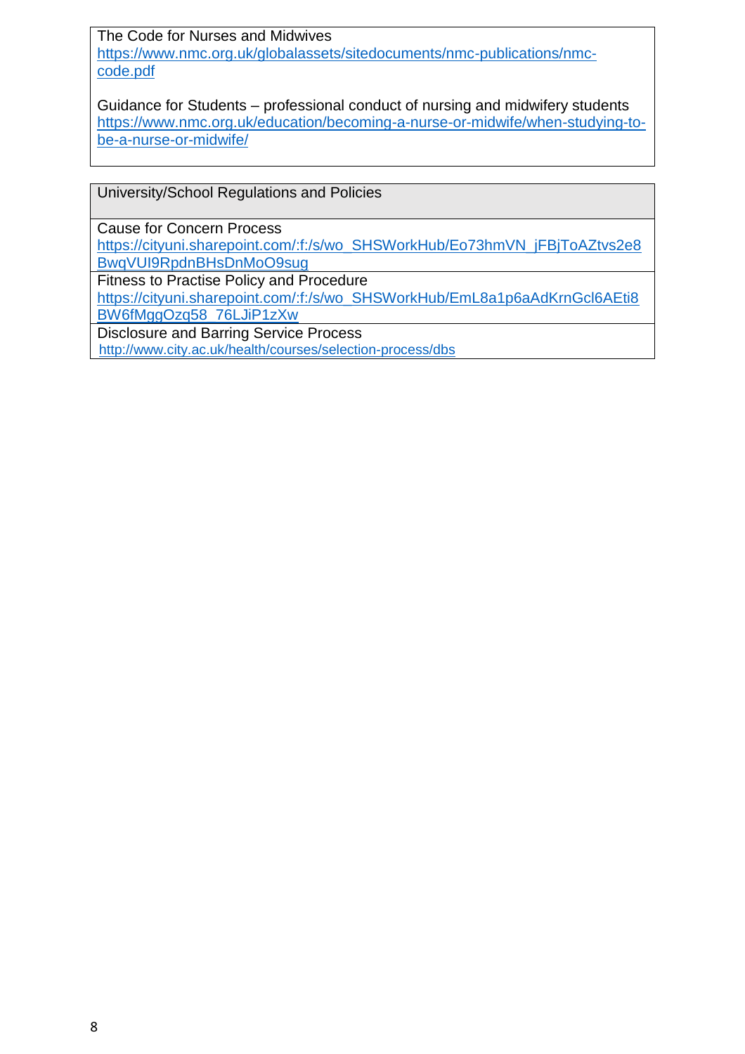The Code for Nurses and Midwives
https://www.nmc.org.uk/globalassets/sitedocuments/nmc-publications/nmc-code.pdf

Guidance for Students – professional conduct of nursing and midwifery students
https://www.nmc.org.uk/education/becoming-a-nurse-or-midwife/when-studying-to-be-a-nurse-or-midwife/

| University/School Regulations and Policies |
| --- |
| Cause for Concern Process<br>https://cityuni.sharepoint.com/:f:/s/wo_SHSWorkHub/Eo73hmVN_jFBjToAZtvs2e8BwqVUI9RpdnBHsDnMoO9sug |
| Fitness to Practise Policy and Procedure<br>https://cityuni.sharepoint.com/:f:/s/wo_SHSWorkHub/EmL8a1p6aAdKrnGcl6AEti8BW6fMggOzq58_76LJiP1zXw |
| Disclosure and Barring Service Process<br>http://www.city.ac.uk/health/courses/selection-process/dbs |